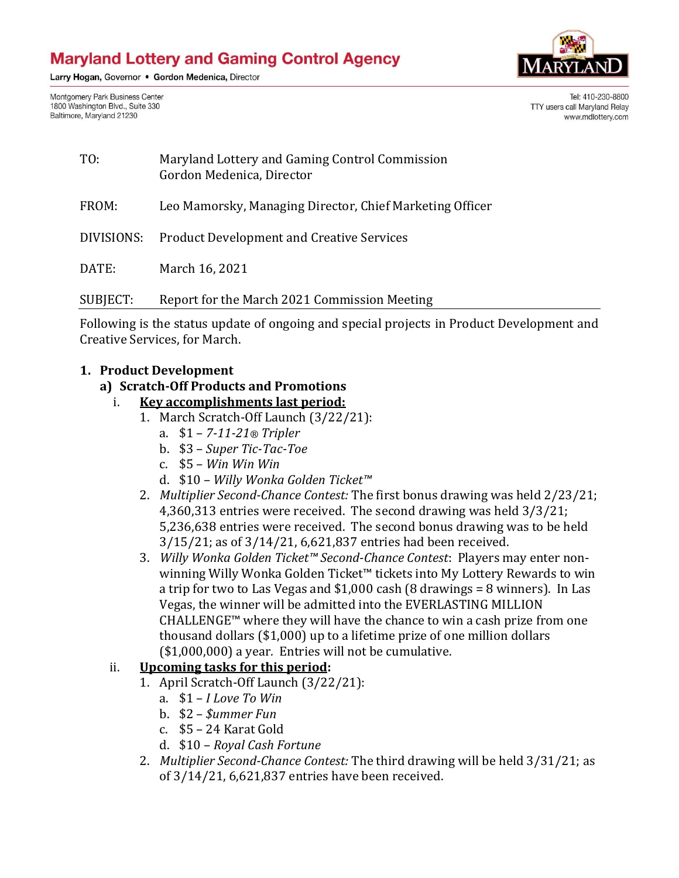# Maryland Lottery and Gaming Control Agency

Larry Hogan, Governor • Gordon Medenica, Director

Montgomery Park Business Center
1800 Washington Blvd., Suite 330
Baltimore, Maryland 21230

Tel: 410-230-8800
TTY users call Maryland Relay
www.mdlottery.com

TO: Maryland Lottery and Gaming Control Commission
Gordon Medenica, Director

FROM: Leo Mamorsky, Managing Director, Chief Marketing Officer

DIVISIONS: Product Development and Creative Services

DATE: March 16, 2021

SUBJECT: Report for the March 2021 Commission Meeting

Following is the status update of ongoing and special projects in Product Development and Creative Services, for March.

1. **Product Development**
   a) **Scratch-Off Products and Promotions**
      i. **Key accomplishments last period:**
         1. March Scratch-Off Launch (3/22/21):
            a. $1 – *7-11-21® Tripler*
            b. $3 – *Super Tic-Tac-Toe*
            c. $5 – *Win Win Win*
            d. $10 – *Willy Wonka Golden Ticket™*
         2. *Multiplier Second-Chance Contest:* The first bonus drawing was held 2/23/21; 4,360,313 entries were received. The second drawing was held 3/3/21; 5,236,638 entries were received. The second bonus drawing was to be held 3/15/21; as of 3/14/21, 6,621,837 entries had been received.
         3. *Willy Wonka Golden Ticket™ Second-Chance Contest*: Players may enter non-winning Willy Wonka Golden Ticket™ tickets into My Lottery Rewards to win a trip for two to Las Vegas and $1,000 cash (8 drawings = 8 winners). In Las Vegas, the winner will be admitted into the EVERLASTING MILLION CHALLENGE™ where they will have the chance to win a cash prize from one thousand dollars ($1,000) up to a lifetime prize of one million dollars ($1,000,000) a year. Entries will not be cumulative.
      ii. **Upcoming tasks for this period:**
         1. April Scratch-Off Launch (3/22/21):
            a. $1 – *I Love To Win*
            b. $2 – *$ummer Fun*
            c. $5 – 24 Karat Gold
            d. $10 – *Royal Cash Fortune*
         2. *Multiplier Second-Chance Contest:* The third drawing will be held 3/31/21; as of 3/14/21, 6,621,837 entries have been received.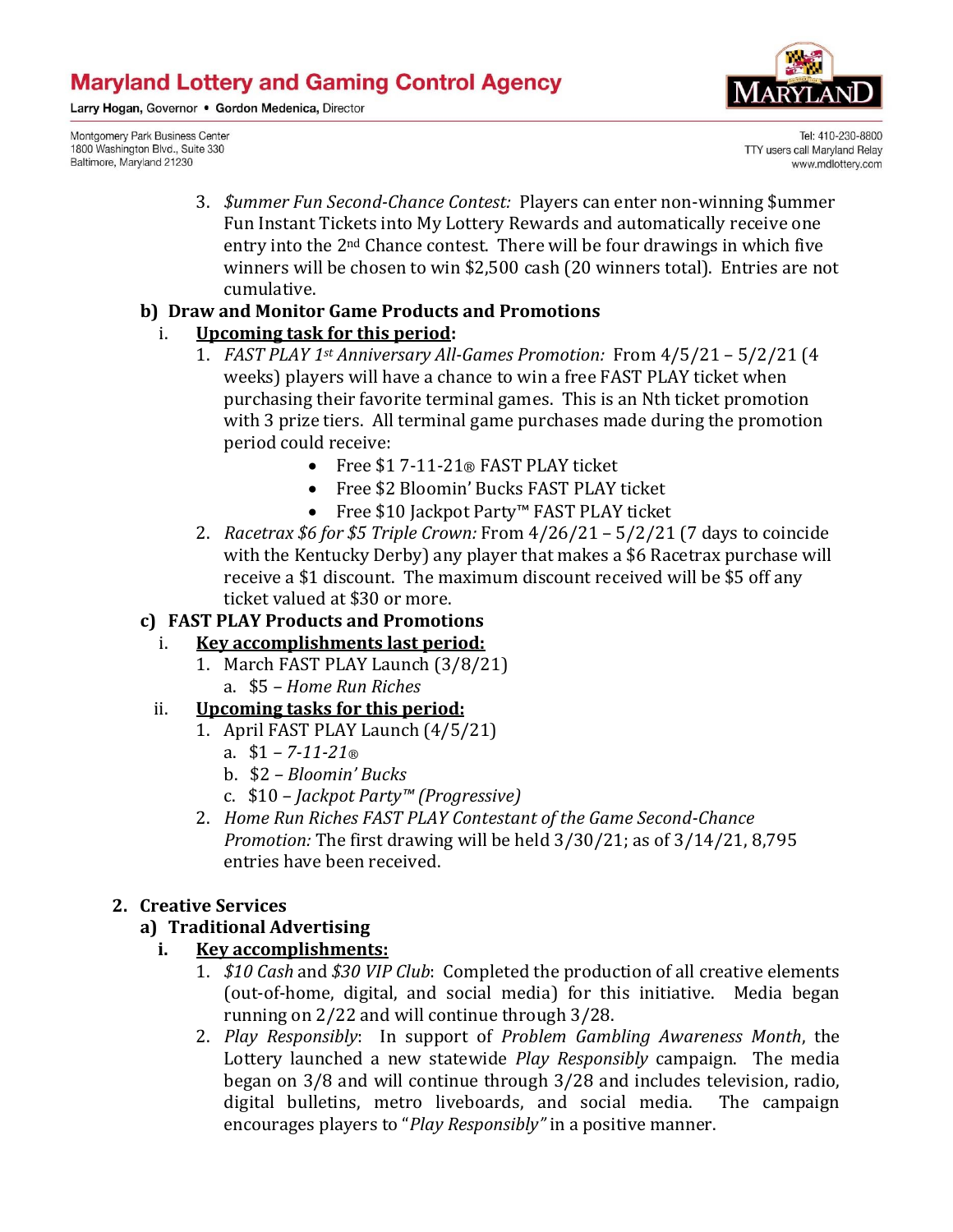3. *$ummer Fun Second-Chance Contest:* Players can enter non-winning $ummer Fun Instant Tickets into My Lottery Rewards and automatically receive one entry into the 2nd Chance contest. There will be four drawings in which five winners will be chosen to win $2,500 cash (20 winners total). Entries are not cumulative.

**b) Draw and Monitor Game Products and Promotions**

i. **Upcoming task for this period:**

1. *FAST PLAY 1st Anniversary All-Games Promotion:* From 4/5/21 – 5/2/21 (4 weeks) players will have a chance to win a free FAST PLAY ticket when purchasing their favorite terminal games. This is an Nth ticket promotion with 3 prize tiers. All terminal game purchases made during the promotion period could receive:
   - Free $1 7-11-21® FAST PLAY ticket
   - Free $2 Bloomin' Bucks FAST PLAY ticket
   - Free $10 Jackpot Party™ FAST PLAY ticket
2. *Racetrax $6 for $5 Triple Crown:* From 4/26/21 – 5/2/21 (7 days to coincide with the Kentucky Derby) any player that makes a $6 Racetrax purchase will receive a $1 discount. The maximum discount received will be $5 off any ticket valued at $30 or more.

**c) FAST PLAY Products and Promotions**

i. **Key accomplishments last period:**

1. March FAST PLAY Launch (3/8/21)
   a. $5 – *Home Run Riches*

ii. **Upcoming tasks for this period:**

1. April FAST PLAY Launch (4/5/21)
   a. $1 – *7-11-21®*
   b. $2 – *Bloomin' Bucks*
   c. $10 – *Jackpot Party™ (Progressive)*
2. *Home Run Riches FAST PLAY Contestant of the Game Second-Chance Promotion:* The first drawing will be held 3/30/21; as of 3/14/21, 8,795 entries have been received.

**2. Creative Services**

**a) Traditional Advertising**

**i. Key accomplishments:**

1. *$10 Cash* and *$30 VIP Club*: Completed the production of all creative elements (out-of-home, digital, and social media) for this initiative. Media began running on 2/22 and will continue through 3/28.
2. *Play Responsibly*: In support of *Problem Gambling Awareness Month*, the Lottery launched a new statewide *Play Responsibly* campaign. The media began on 3/8 and will continue through 3/28 and includes television, radio, digital bulletins, metro liveboards, and social media. The campaign encourages players to "*Play Responsibly*" in a positive manner.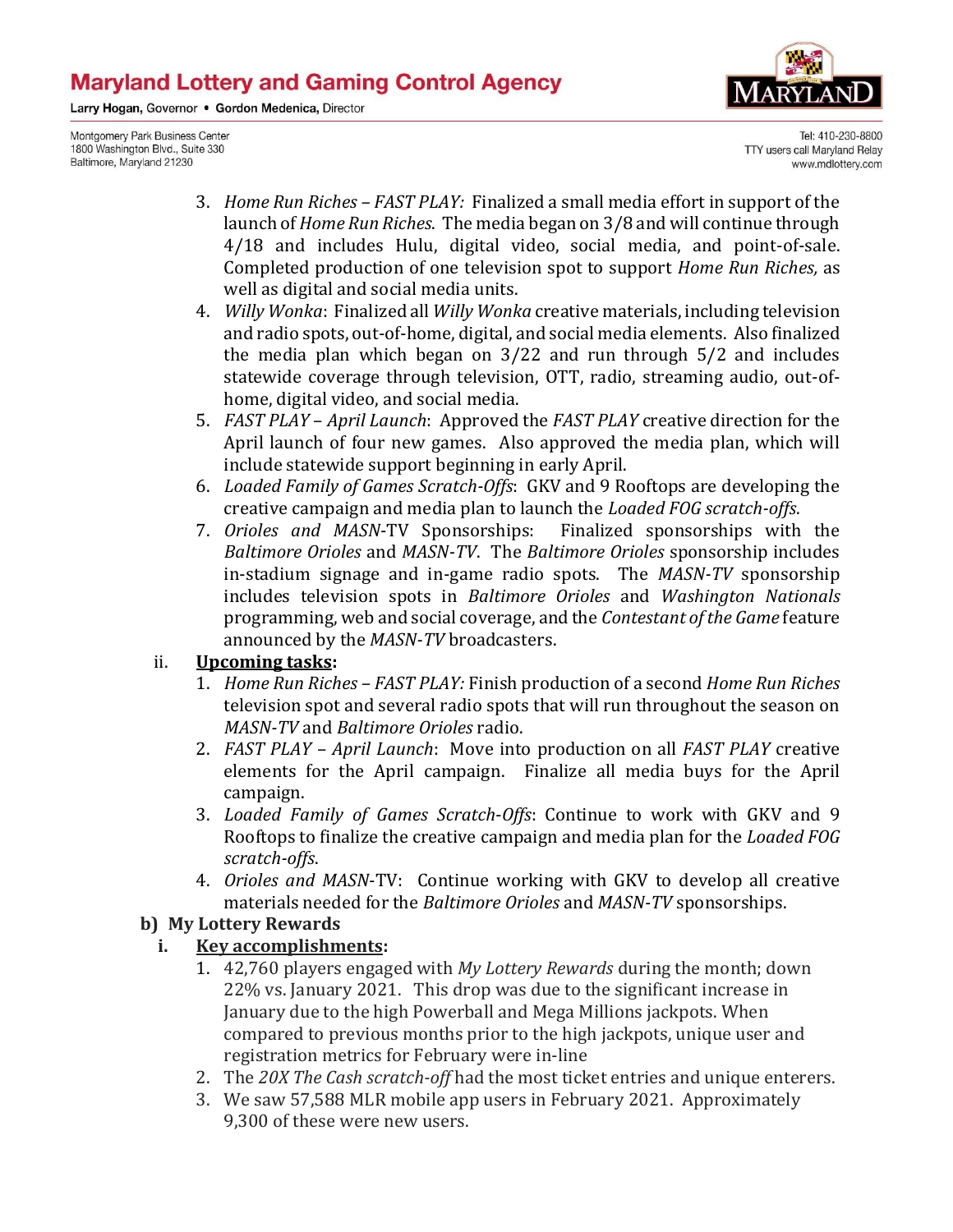3. *Home Run Riches – FAST PLAY:* Finalized a small media effort in support of the launch of *Home Run Riches*. The media began on 3/8 and will continue through 4/18 and includes Hulu, digital video, social media, and point-of-sale. Completed production of one television spot to support *Home Run Riches,* as well as digital and social media units.
4. *Willy Wonka*: Finalized all *Willy Wonka* creative materials, including television and radio spots, out-of-home, digital, and social media elements. Also finalized the media plan which began on 3/22 and run through 5/2 and includes statewide coverage through television, OTT, radio, streaming audio, out-of-home, digital video, and social media.
5. *FAST PLAY – April Launch*: Approved the *FAST PLAY* creative direction for the April launch of four new games. Also approved the media plan, which will include statewide support beginning in early April.
6. *Loaded Family of Games Scratch-Offs*: GKV and 9 Rooftops are developing the creative campaign and media plan to launch the *Loaded FOG scratch-offs*.
7. *Orioles and MASN*-TV Sponsorships: Finalized sponsorships with the *Baltimore Orioles* and *MASN-TV*. The *Baltimore Orioles* sponsorship includes in-stadium signage and in-game radio spots. The *MASN-TV* sponsorship includes television spots in *Baltimore Orioles* and *Washington Nationals* programming, web and social coverage, and the *Contestant of the Game* feature announced by the *MASN-TV* broadcasters.

ii. **Upcoming tasks:**

1. *Home Run Riches – FAST PLAY:* Finish production of a second *Home Run Riches* television spot and several radio spots that will run throughout the season on *MASN-TV* and *Baltimore Orioles* radio.
2. *FAST PLAY – April Launch*: Move into production on all *FAST PLAY* creative elements for the April campaign. Finalize all media buys for the April campaign.
3. *Loaded Family of Games Scratch-Offs*: Continue to work with GKV and 9 Rooftops to finalize the creative campaign and media plan for the *Loaded FOG scratch-offs*.
4. *Orioles and MASN*-TV: Continue working with GKV to develop all creative materials needed for the *Baltimore Orioles* and *MASN-TV* sponsorships.

**b) My Lottery Rewards**

i. **Key accomplishments:**

1. 42,760 players engaged with *My Lottery Rewards* during the month; down 22% vs. January 2021. This drop was due to the significant increase in January due to the high Powerball and Mega Millions jackpots. When compared to previous months prior to the high jackpots, unique user and registration metrics for February were in-line
2. The *20X The Cash scratch-off* had the most ticket entries and unique enterers.
3. We saw 57,588 MLR mobile app users in February 2021. Approximately 9,300 of these were new users.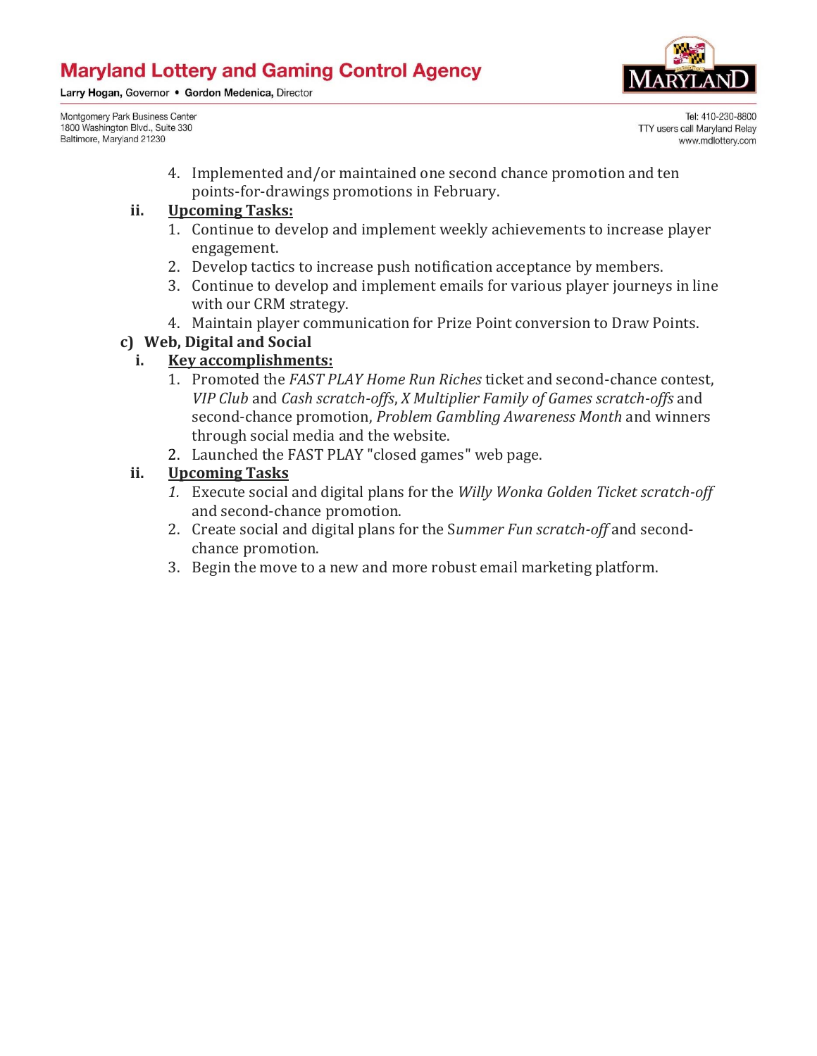4. Implemented and/or maintained one second chance promotion and ten points-for-drawings promotions in February.

ii. **<u>Upcoming Tasks:</u>**

1. Continue to develop and implement weekly achievements to increase player engagement.
2. Develop tactics to increase push notification acceptance by members.
3. Continue to develop and implement emails for various player journeys in line with our CRM strategy.
4. Maintain player communication for Prize Point conversion to Draw Points.

**c) Web, Digital and Social**

i. **<u>Key accomplishments:</u>**

1. Promoted the *FAST PLAY Home Run Riches* ticket and second-chance contest, *VIP Club* and *Cash scratch-offs*, *X Multiplier Family of Games scratch-offs* and second-chance promotion, *Problem Gambling Awareness Month* and winners through social media and the website.
2. Launched the FAST PLAY "closed games" web page.

ii. **<u>Upcoming Tasks</u>**

1. Execute social and digital plans for the *Willy Wonka Golden Ticket scratch-off* and second-chance promotion.
2. Create social and digital plans for the S*ummer Fun scratch-off* and second-chance promotion.
3. Begin the move to a new and more robust email marketing platform.